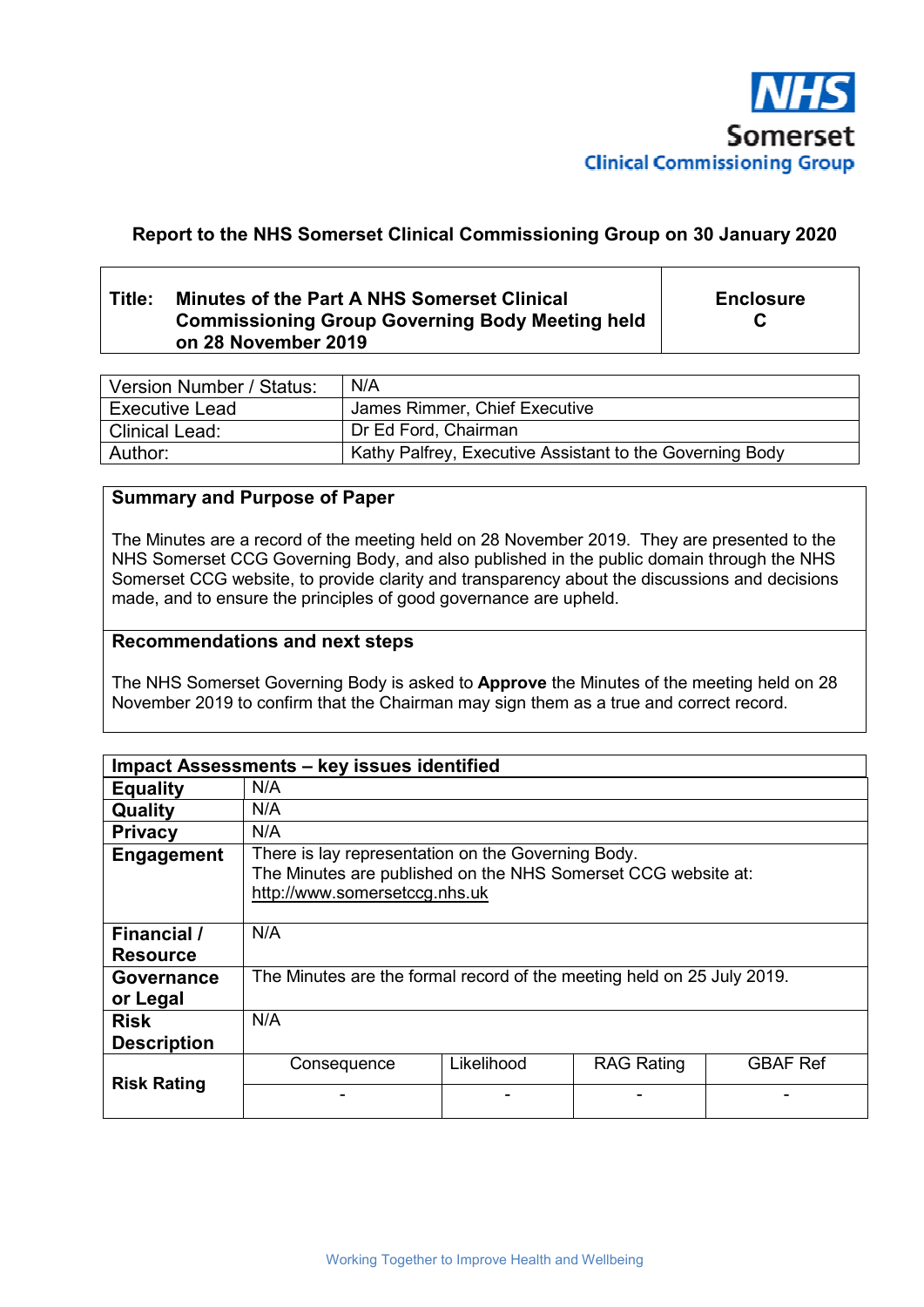NHS
Somerset
Clinical Commissioning Group

## Report to the NHS Somerset Clinical Commissioning Group on 30 January 2020

| **Title: Minutes of the Part A NHS Somerset Clinical Commissioning Group Governing Body Meeting held on 28 November 2019** | **Enclosure C** |
|---|---|

| Version Number / Status: | N/A |
|---|---|
| Executive Lead | James Rimmer, Chief Executive |
| Clinical Lead: | Dr Ed Ford, Chairman |
| Author: | Kathy Palfrey, Executive Assistant to the Governing Body |

**Summary and Purpose of Paper**

The Minutes are a record of the meeting held on 28 November 2019. They are presented to the NHS Somerset CCG Governing Body, and also published in the public domain through the NHS Somerset CCG website, to provide clarity and transparency about the discussions and decisions made, and to ensure the principles of good governance are upheld.

**Recommendations and next steps**

The NHS Somerset Governing Body is asked to **Approve** the Minutes of the meeting held on 28 November 2019 to confirm that the Chairman may sign them as a true and correct record.

| **Impact Assessments – key issues identified** | | | | |
|---|---|---|---|---|
| **Equality** | N/A | | | |
| **Quality** | N/A | | | |
| **Privacy** | N/A | | | |
| **Engagement** | There is lay representation on the Governing Body. The Minutes are published on the NHS Somerset CCG website at: http://www.somersetccg.nhs.uk | | | |
| **Financial / Resource** | N/A | | | |
| **Governance or Legal** | The Minutes are the formal record of the meeting held on 25 July 2019. | | | |
| **Risk Description** | N/A | | | |
| **Risk Rating** | Consequence | Likelihood | RAG Rating | GBAF Ref |
| | - | - | - | - |

Working Together to Improve Health and Wellbeing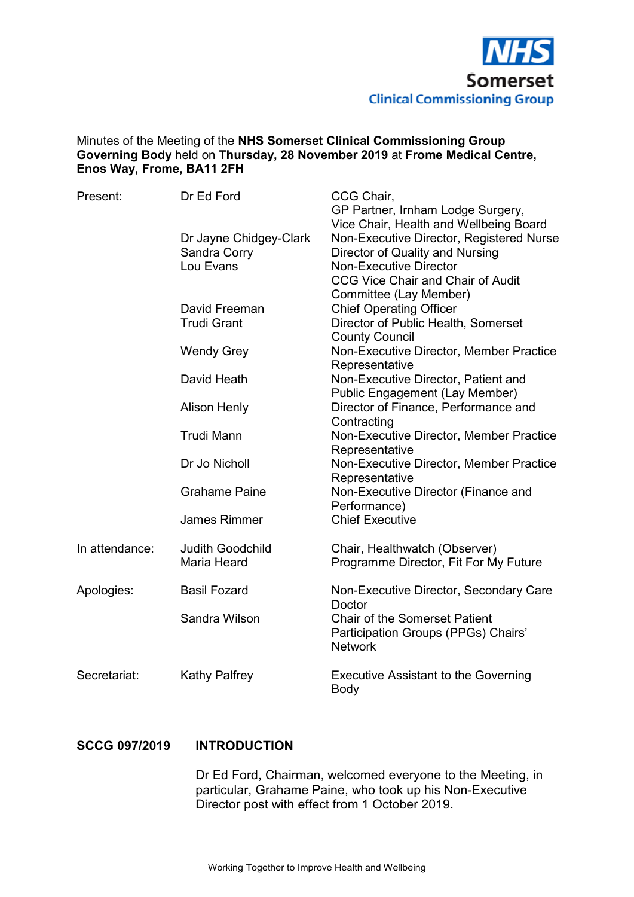NHS Somerset
Clinical Commissioning Group

Minutes of the Meeting of the **NHS Somerset Clinical Commissioning Group Governing Body** held on **Thursday, 28 November 2019** at **Frome Medical Centre, Enos Way, Frome, BA11 2FH**

| | | |
|---|---|---|
| Present: | Dr Ed Ford | CCG Chair, GP Partner, Irnham Lodge Surgery, Vice Chair, Health and Wellbeing Board |
| | Dr Jayne Chidgey-Clark | Non-Executive Director, Registered Nurse |
| | Sandra Corry | Director of Quality and Nursing |
| | Lou Evans | Non-Executive Director CCG Vice Chair and Chair of Audit Committee (Lay Member) |
| | David Freeman | Chief Operating Officer |
| | Trudi Grant | Director of Public Health, Somerset County Council |
| | Wendy Grey | Non-Executive Director, Member Practice Representative |
| | David Heath | Non-Executive Director, Patient and Public Engagement (Lay Member) |
| | Alison Henly | Director of Finance, Performance and Contracting |
| | Trudi Mann | Non-Executive Director, Member Practice Representative |
| | Dr Jo Nicholl | Non-Executive Director, Member Practice Representative |
| | Grahame Paine | Non-Executive Director (Finance and Performance) |
| | James Rimmer | Chief Executive |
| In attendance: | Judith Goodchild | Chair, Healthwatch (Observer) |
| | Maria Heard | Programme Director, Fit For My Future |
| Apologies: | Basil Fozard | Non-Executive Director, Secondary Care Doctor |
| | Sandra Wilson | Chair of the Somerset Patient Participation Groups (PPGs) Chairs' Network |
| Secretariat: | Kathy Palfrey | Executive Assistant to the Governing Body |

**SCCG 097/2019 INTRODUCTION**

Dr Ed Ford, Chairman, welcomed everyone to the Meeting, in particular, Grahame Paine, who took up his Non-Executive Director post with effect from 1 October 2019.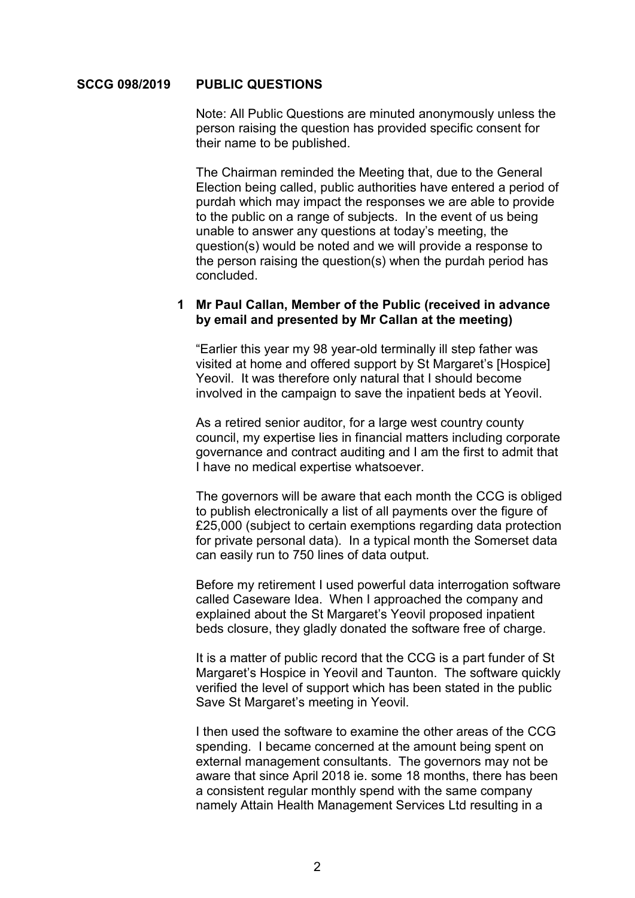**SCCG 098/2019 PUBLIC QUESTIONS**

Note: All Public Questions are minuted anonymously unless the person raising the question has provided specific consent for their name to be published.

The Chairman reminded the Meeting that, due to the General Election being called, public authorities have entered a period of purdah which may impact the responses we are able to provide to the public on a range of subjects. In the event of us being unable to answer any questions at today's meeting, the question(s) would be noted and we will provide a response to the person raising the question(s) when the purdah period has concluded.

**1 Mr Paul Callan, Member of the Public (received in advance by email and presented by Mr Callan at the meeting)**

"Earlier this year my 98 year-old terminally ill step father was visited at home and offered support by St Margaret's [Hospice] Yeovil. It was therefore only natural that I should become involved in the campaign to save the inpatient beds at Yeovil.

As a retired senior auditor, for a large west country county council, my expertise lies in financial matters including corporate governance and contract auditing and I am the first to admit that I have no medical expertise whatsoever.

The governors will be aware that each month the CCG is obliged to publish electronically a list of all payments over the figure of £25,000 (subject to certain exemptions regarding data protection for private personal data). In a typical month the Somerset data can easily run to 750 lines of data output.

Before my retirement I used powerful data interrogation software called Caseware Idea. When I approached the company and explained about the St Margaret's Yeovil proposed inpatient beds closure, they gladly donated the software free of charge.

It is a matter of public record that the CCG is a part funder of St Margaret's Hospice in Yeovil and Taunton. The software quickly verified the level of support which has been stated in the public Save St Margaret's meeting in Yeovil.

I then used the software to examine the other areas of the CCG spending. I became concerned at the amount being spent on external management consultants. The governors may not be aware that since April 2018 ie. some 18 months, there has been a consistent regular monthly spend with the same company namely Attain Health Management Services Ltd resulting in a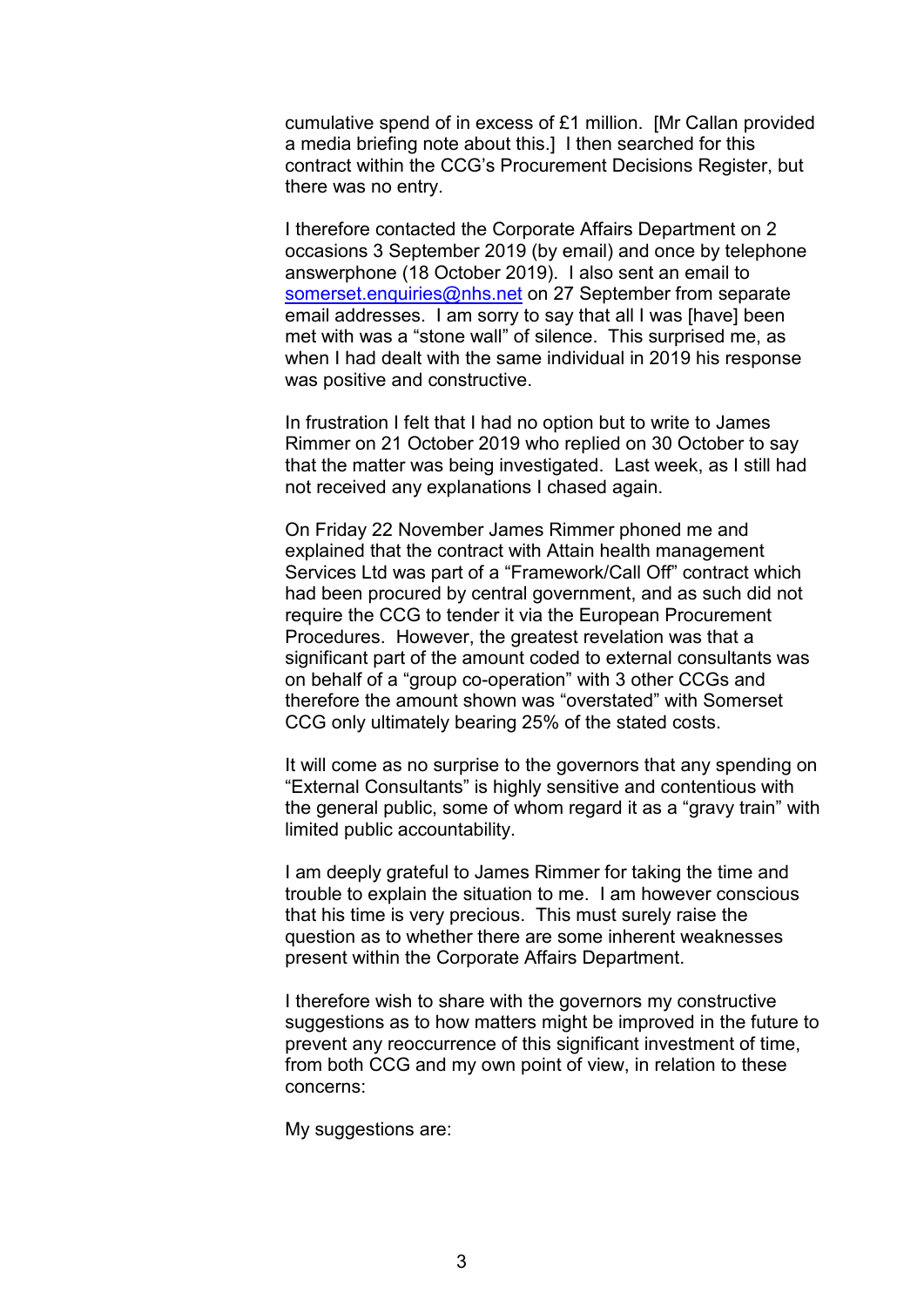cumulative spend of in excess of £1 million. [Mr Callan provided a media briefing note about this.] I then searched for this contract within the CCG's Procurement Decisions Register, but there was no entry.

I therefore contacted the Corporate Affairs Department on 2 occasions 3 September 2019 (by email) and once by telephone answerphone (18 October 2019). I also sent an email to somerset.enquiries@nhs.net on 27 September from separate email addresses. I am sorry to say that all I was [have] been met with was a "stone wall" of silence. This surprised me, as when I had dealt with the same individual in 2019 his response was positive and constructive.

In frustration I felt that I had no option but to write to James Rimmer on 21 October 2019 who replied on 30 October to say that the matter was being investigated. Last week, as I still had not received any explanations I chased again.

On Friday 22 November James Rimmer phoned me and explained that the contract with Attain health management Services Ltd was part of a "Framework/Call Off" contract which had been procured by central government, and as such did not require the CCG to tender it via the European Procurement Procedures. However, the greatest revelation was that a significant part of the amount coded to external consultants was on behalf of a "group co-operation" with 3 other CCGs and therefore the amount shown was "overstated" with Somerset CCG only ultimately bearing 25% of the stated costs.

It will come as no surprise to the governors that any spending on "External Consultants" is highly sensitive and contentious with the general public, some of whom regard it as a "gravy train" with limited public accountability.

I am deeply grateful to James Rimmer for taking the time and trouble to explain the situation to me. I am however conscious that his time is very precious. This must surely raise the question as to whether there are some inherent weaknesses present within the Corporate Affairs Department.

I therefore wish to share with the governors my constructive suggestions as to how matters might be improved in the future to prevent any reoccurrence of this significant investment of time, from both CCG and my own point of view, in relation to these concerns:

My suggestions are: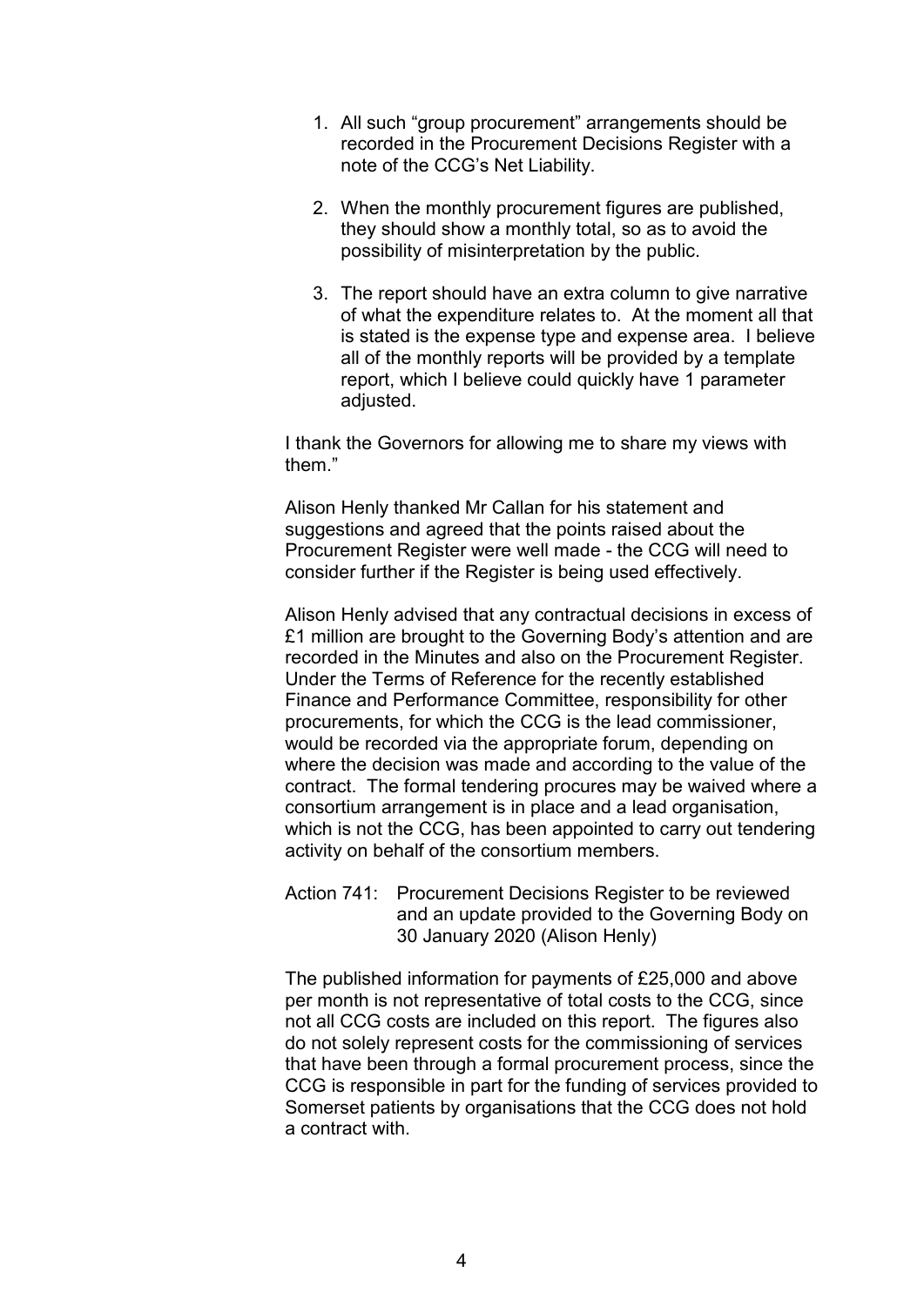1. All such "group procurement" arrangements should be recorded in the Procurement Decisions Register with a note of the CCG's Net Liability.

2. When the monthly procurement figures are published, they should show a monthly total, so as to avoid the possibility of misinterpretation by the public.

3. The report should have an extra column to give narrative of what the expenditure relates to. At the moment all that is stated is the expense type and expense area. I believe all of the monthly reports will be provided by a template report, which I believe could quickly have 1 parameter adjusted.

I thank the Governors for allowing me to share my views with them."

Alison Henly thanked Mr Callan for his statement and suggestions and agreed that the points raised about the Procurement Register were well made - the CCG will need to consider further if the Register is being used effectively.

Alison Henly advised that any contractual decisions in excess of £1 million are brought to the Governing Body's attention and are recorded in the Minutes and also on the Procurement Register. Under the Terms of Reference for the recently established Finance and Performance Committee, responsibility for other procurements, for which the CCG is the lead commissioner, would be recorded via the appropriate forum, depending on where the decision was made and according to the value of the contract. The formal tendering procures may be waived where a consortium arrangement is in place and a lead organisation, which is not the CCG, has been appointed to carry out tendering activity on behalf of the consortium members.

Action 741: Procurement Decisions Register to be reviewed and an update provided to the Governing Body on 30 January 2020 (Alison Henly)

The published information for payments of £25,000 and above per month is not representative of total costs to the CCG, since not all CCG costs are included on this report. The figures also do not solely represent costs for the commissioning of services that have been through a formal procurement process, since the CCG is responsible in part for the funding of services provided to Somerset patients by organisations that the CCG does not hold a contract with.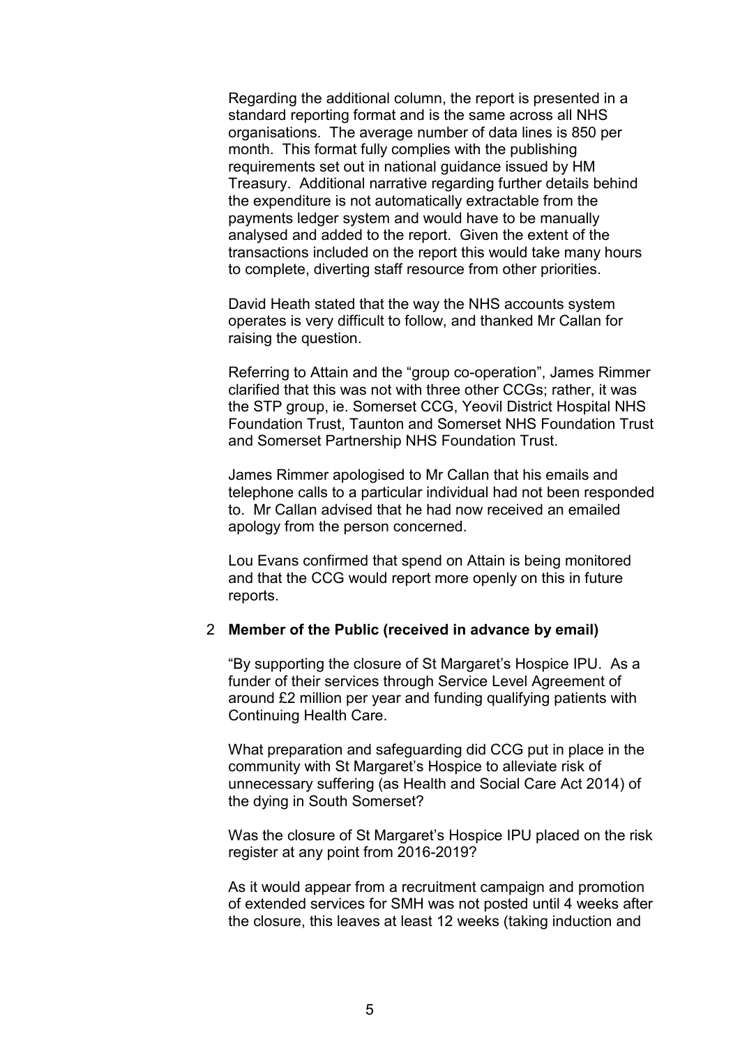Regarding the additional column, the report is presented in a standard reporting format and is the same across all NHS organisations. The average number of data lines is 850 per month. This format fully complies with the publishing requirements set out in national guidance issued by HM Treasury. Additional narrative regarding further details behind the expenditure is not automatically extractable from the payments ledger system and would have to be manually analysed and added to the report. Given the extent of the transactions included on the report this would take many hours to complete, diverting staff resource from other priorities.

David Heath stated that the way the NHS accounts system operates is very difficult to follow, and thanked Mr Callan for raising the question.

Referring to Attain and the "group co-operation", James Rimmer clarified that this was not with three other CCGs; rather, it was the STP group, ie. Somerset CCG, Yeovil District Hospital NHS Foundation Trust, Taunton and Somerset NHS Foundation Trust and Somerset Partnership NHS Foundation Trust.

James Rimmer apologised to Mr Callan that his emails and telephone calls to a particular individual had not been responded to. Mr Callan advised that he had now received an emailed apology from the person concerned.

Lou Evans confirmed that spend on Attain is being monitored and that the CCG would report more openly on this in future reports.

2 **Member of the Public (received in advance by email)**

"By supporting the closure of St Margaret's Hospice IPU. As a funder of their services through Service Level Agreement of around £2 million per year and funding qualifying patients with Continuing Health Care.

What preparation and safeguarding did CCG put in place in the community with St Margaret's Hospice to alleviate risk of unnecessary suffering (as Health and Social Care Act 2014) of the dying in South Somerset?

Was the closure of St Margaret's Hospice IPU placed on the risk register at any point from 2016-2019?

As it would appear from a recruitment campaign and promotion of extended services for SMH was not posted until 4 weeks after the closure, this leaves at least 12 weeks (taking induction and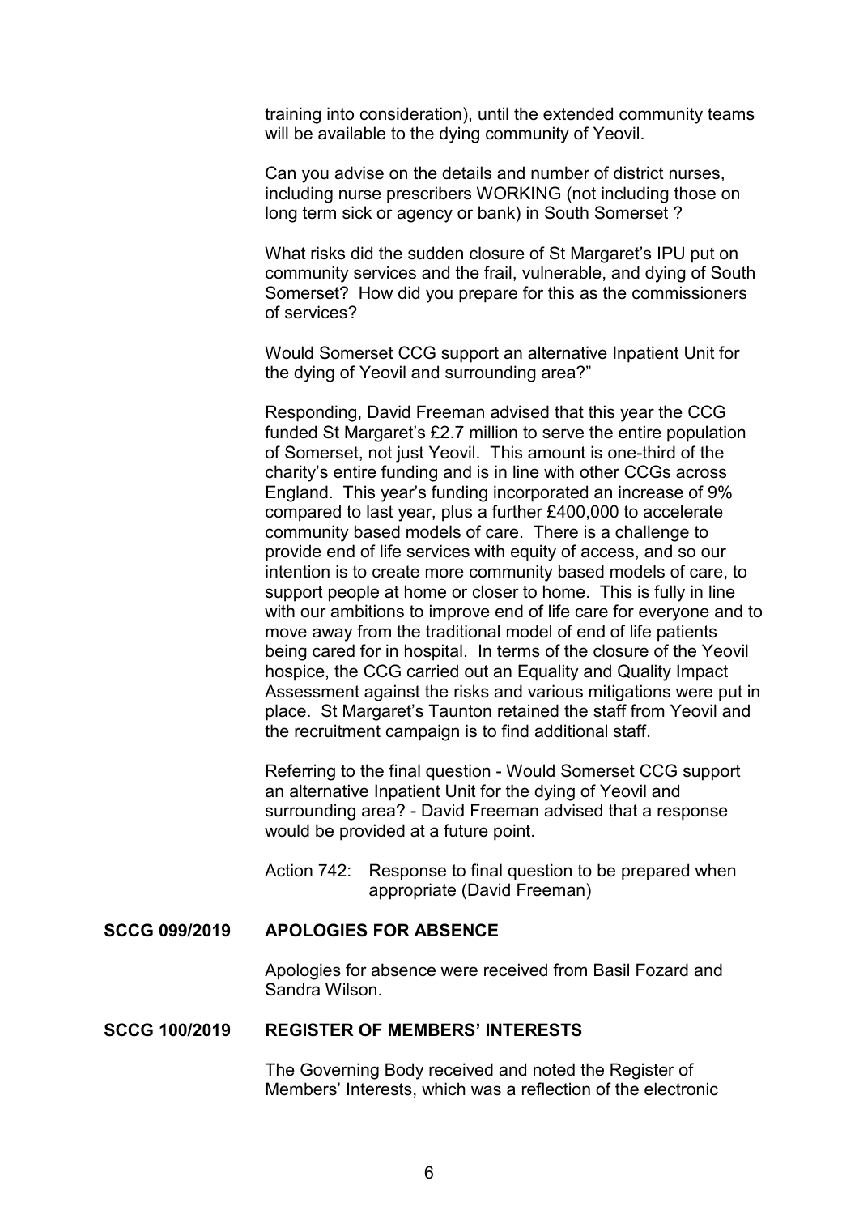training into consideration), until the extended community teams will be available to the dying community of Yeovil.

Can you advise on the details and number of district nurses, including nurse prescribers WORKING (not including those on long term sick or agency or bank) in South Somerset ?

What risks did the sudden closure of St Margaret's IPU put on community services and the frail, vulnerable, and dying of South Somerset? How did you prepare for this as the commissioners of services?

Would Somerset CCG support an alternative Inpatient Unit for the dying of Yeovil and surrounding area?"

Responding, David Freeman advised that this year the CCG funded St Margaret's £2.7 million to serve the entire population of Somerset, not just Yeovil. This amount is one-third of the charity's entire funding and is in line with other CCGs across England. This year's funding incorporated an increase of 9% compared to last year, plus a further £400,000 to accelerate community based models of care. There is a challenge to provide end of life services with equity of access, and so our intention is to create more community based models of care, to support people at home or closer to home. This is fully in line with our ambitions to improve end of life care for everyone and to move away from the traditional model of end of life patients being cared for in hospital. In terms of the closure of the Yeovil hospice, the CCG carried out an Equality and Quality Impact Assessment against the risks and various mitigations were put in place. St Margaret's Taunton retained the staff from Yeovil and the recruitment campaign is to find additional staff.

Referring to the final question - Would Somerset CCG support an alternative Inpatient Unit for the dying of Yeovil and surrounding area? - David Freeman advised that a response would be provided at a future point.

Action 742: Response to final question to be prepared when appropriate (David Freeman)

**SCCG 099/2019 APOLOGIES FOR ABSENCE**

Apologies for absence were received from Basil Fozard and Sandra Wilson.

**SCCG 100/2019 REGISTER OF MEMBERS' INTERESTS**

The Governing Body received and noted the Register of Members' Interests, which was a reflection of the electronic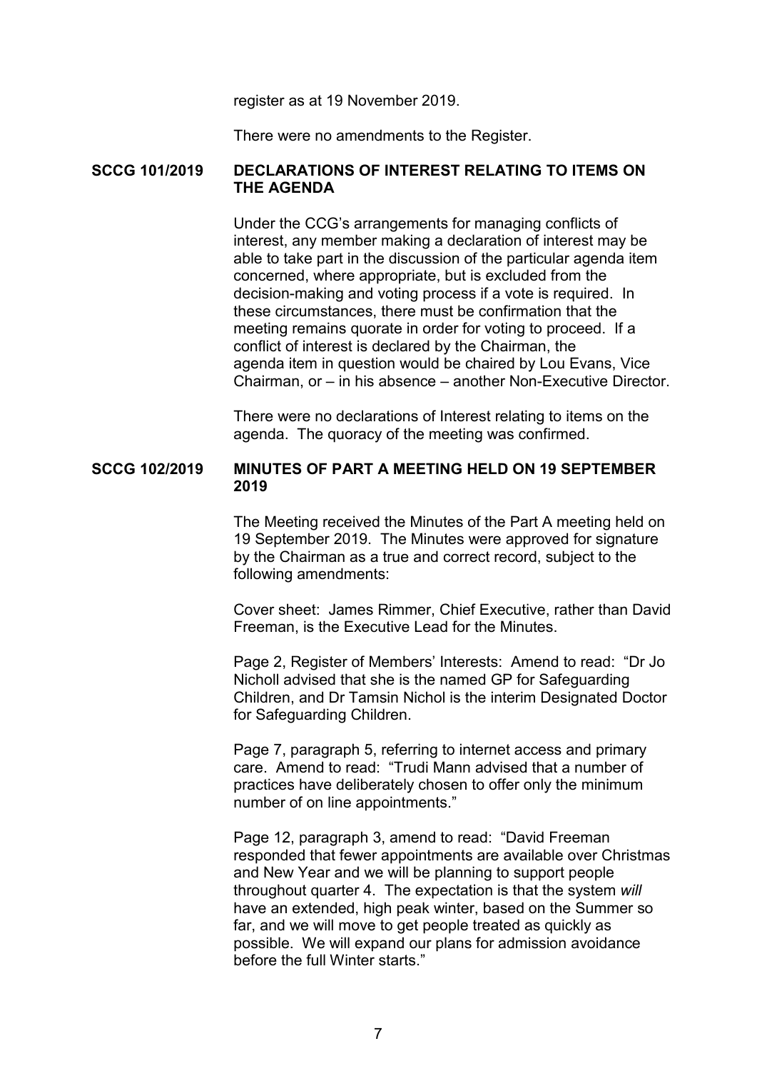register as at 19 November 2019.

There were no amendments to the Register.

**SCCG 101/2019 DECLARATIONS OF INTEREST RELATING TO ITEMS ON THE AGENDA**

Under the CCG's arrangements for managing conflicts of interest, any member making a declaration of interest may be able to take part in the discussion of the particular agenda item concerned, where appropriate, but is excluded from the decision-making and voting process if a vote is required. In these circumstances, there must be confirmation that the meeting remains quorate in order for voting to proceed. If a conflict of interest is declared by the Chairman, the agenda item in question would be chaired by Lou Evans, Vice Chairman, or – in his absence – another Non-Executive Director.

There were no declarations of Interest relating to items on the agenda. The quoracy of the meeting was confirmed.

**SCCG 102/2019 MINUTES OF PART A MEETING HELD ON 19 SEPTEMBER 2019**

The Meeting received the Minutes of the Part A meeting held on 19 September 2019. The Minutes were approved for signature by the Chairman as a true and correct record, subject to the following amendments:

Cover sheet: James Rimmer, Chief Executive, rather than David Freeman, is the Executive Lead for the Minutes.

Page 2, Register of Members' Interests: Amend to read: "Dr Jo Nicholl advised that she is the named GP for Safeguarding Children, and Dr Tamsin Nichol is the interim Designated Doctor for Safeguarding Children.

Page 7, paragraph 5, referring to internet access and primary care. Amend to read: "Trudi Mann advised that a number of practices have deliberately chosen to offer only the minimum number of on line appointments."

Page 12, paragraph 3, amend to read: "David Freeman responded that fewer appointments are available over Christmas and New Year and we will be planning to support people throughout quarter 4. The expectation is that the system *will* have an extended, high peak winter, based on the Summer so far, and we will move to get people treated as quickly as possible. We will expand our plans for admission avoidance before the full Winter starts."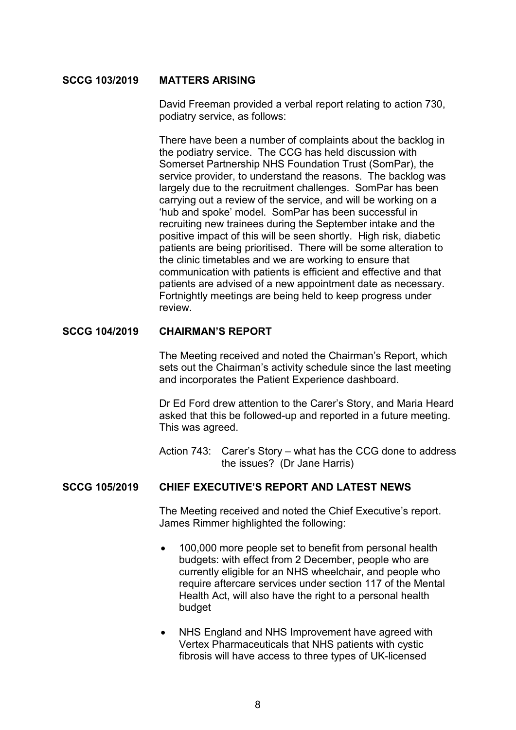**SCCG 103/2019 MATTERS ARISING**

David Freeman provided a verbal report relating to action 730, podiatry service, as follows:

There have been a number of complaints about the backlog in the podiatry service. The CCG has held discussion with Somerset Partnership NHS Foundation Trust (SomPar), the service provider, to understand the reasons. The backlog was largely due to the recruitment challenges. SomPar has been carrying out a review of the service, and will be working on a 'hub and spoke' model. SomPar has been successful in recruiting new trainees during the September intake and the positive impact of this will be seen shortly. High risk, diabetic patients are being prioritised. There will be some alteration to the clinic timetables and we are working to ensure that communication with patients is efficient and effective and that patients are advised of a new appointment date as necessary. Fortnightly meetings are being held to keep progress under review.

**SCCG 104/2019 CHAIRMAN'S REPORT**

The Meeting received and noted the Chairman's Report, which sets out the Chairman's activity schedule since the last meeting and incorporates the Patient Experience dashboard.

Dr Ed Ford drew attention to the Carer's Story, and Maria Heard asked that this be followed-up and reported in a future meeting. This was agreed.

Action 743: Carer's Story – what has the CCG done to address the issues? (Dr Jane Harris)

**SCCG 105/2019 CHIEF EXECUTIVE'S REPORT AND LATEST NEWS**

The Meeting received and noted the Chief Executive's report. James Rimmer highlighted the following:

- 100,000 more people set to benefit from personal health budgets: with effect from 2 December, people who are currently eligible for an NHS wheelchair, and people who require aftercare services under section 117 of the Mental Health Act, will also have the right to a personal health budget

- NHS England and NHS Improvement have agreed with Vertex Pharmaceuticals that NHS patients with cystic fibrosis will have access to three types of UK-licensed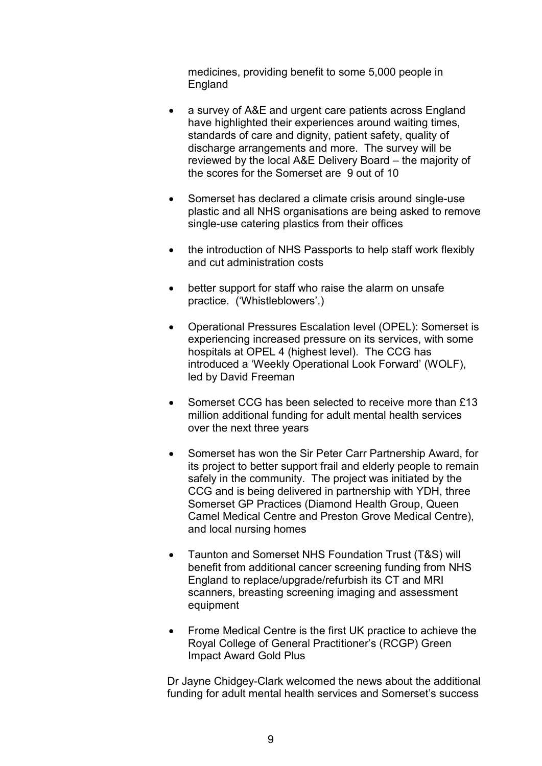medicines, providing benefit to some 5,000 people in England

- a survey of A&E and urgent care patients across England have highlighted their experiences around waiting times, standards of care and dignity, patient safety, quality of discharge arrangements and more. The survey will be reviewed by the local A&E Delivery Board – the majority of the scores for the Somerset are 9 out of 10

- Somerset has declared a climate crisis around single-use plastic and all NHS organisations are being asked to remove single-use catering plastics from their offices

- the introduction of NHS Passports to help staff work flexibly and cut administration costs

- better support for staff who raise the alarm on unsafe practice. ('Whistleblowers'.)

- Operational Pressures Escalation level (OPEL): Somerset is experiencing increased pressure on its services, with some hospitals at OPEL 4 (highest level). The CCG has introduced a 'Weekly Operational Look Forward' (WOLF), led by David Freeman

- Somerset CCG has been selected to receive more than £13 million additional funding for adult mental health services over the next three years

- Somerset has won the Sir Peter Carr Partnership Award, for its project to better support frail and elderly people to remain safely in the community. The project was initiated by the CCG and is being delivered in partnership with YDH, three Somerset GP Practices (Diamond Health Group, Queen Camel Medical Centre and Preston Grove Medical Centre), and local nursing homes

- Taunton and Somerset NHS Foundation Trust (T&S) will benefit from additional cancer screening funding from NHS England to replace/upgrade/refurbish its CT and MRI scanners, breasting screening imaging and assessment equipment

- Frome Medical Centre is the first UK practice to achieve the Royal College of General Practitioner's (RCGP) Green Impact Award Gold Plus

Dr Jayne Chidgey-Clark welcomed the news about the additional funding for adult mental health services and Somerset's success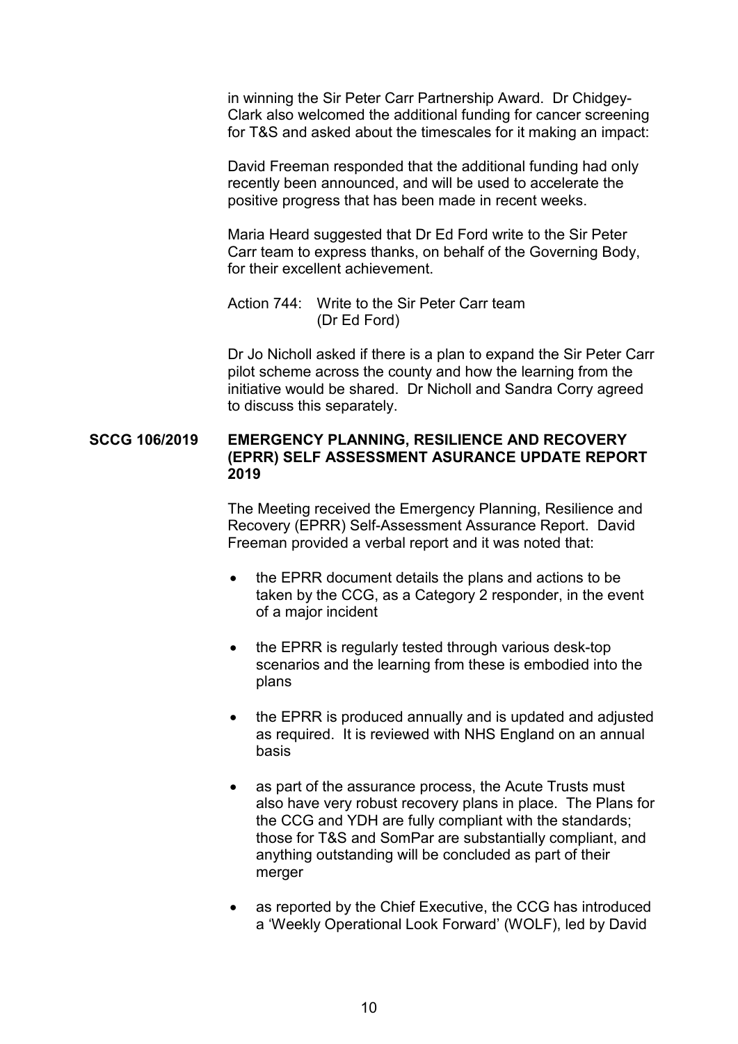in winning the Sir Peter Carr Partnership Award. Dr Chidgey-Clark also welcomed the additional funding for cancer screening for T&S and asked about the timescales for it making an impact:

David Freeman responded that the additional funding had only recently been announced, and will be used to accelerate the positive progress that has been made in recent weeks.

Maria Heard suggested that Dr Ed Ford write to the Sir Peter Carr team to express thanks, on behalf of the Governing Body, for their excellent achievement.

Action 744: Write to the Sir Peter Carr team (Dr Ed Ford)

Dr Jo Nicholl asked if there is a plan to expand the Sir Peter Carr pilot scheme across the county and how the learning from the initiative would be shared. Dr Nicholl and Sandra Corry agreed to discuss this separately.

**SCCG 106/2019 EMERGENCY PLANNING, RESILIENCE AND RECOVERY (EPRR) SELF ASSESSMENT ASURANCE UPDATE REPORT 2019**

The Meeting received the Emergency Planning, Resilience and Recovery (EPRR) Self-Assessment Assurance Report. David Freeman provided a verbal report and it was noted that:

- the EPRR document details the plans and actions to be taken by the CCG, as a Category 2 responder, in the event of a major incident
- the EPRR is regularly tested through various desk-top scenarios and the learning from these is embodied into the plans
- the EPRR is produced annually and is updated and adjusted as required. It is reviewed with NHS England on an annual basis
- as part of the assurance process, the Acute Trusts must also have very robust recovery plans in place. The Plans for the CCG and YDH are fully compliant with the standards; those for T&S and SomPar are substantially compliant, and anything outstanding will be concluded as part of their merger
- as reported by the Chief Executive, the CCG has introduced a 'Weekly Operational Look Forward' (WOLF), led by David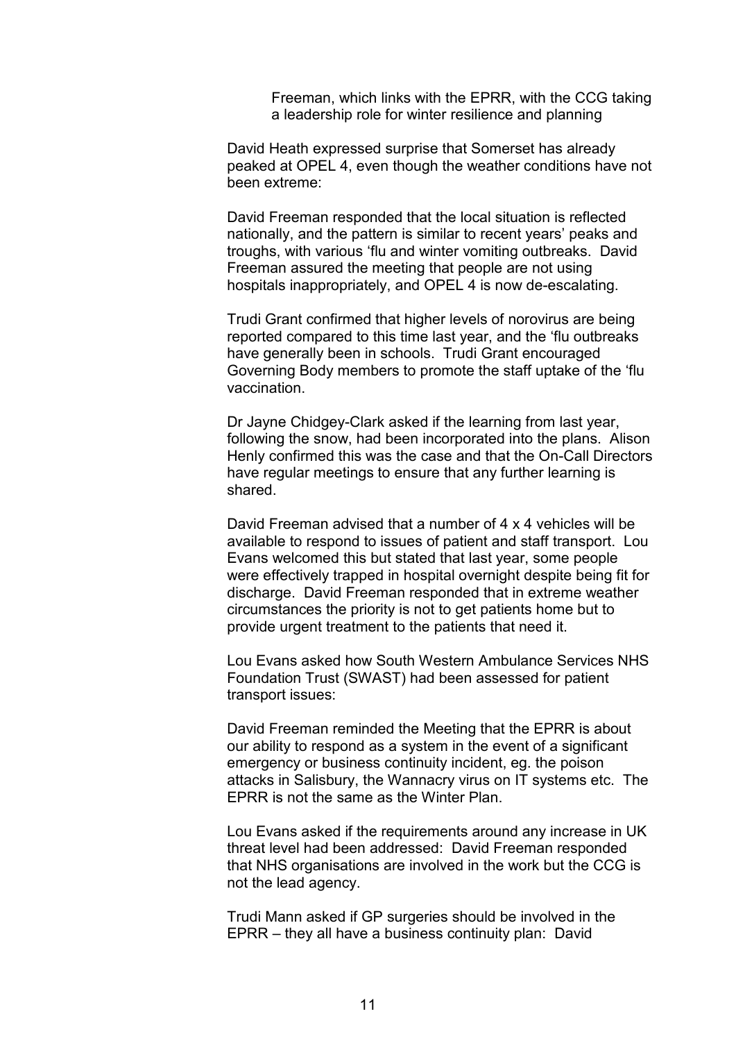Freeman, which links with the EPRR, with the CCG taking a leadership role for winter resilience and planning

David Heath expressed surprise that Somerset has already peaked at OPEL 4, even though the weather conditions have not been extreme:

David Freeman responded that the local situation is reflected nationally, and the pattern is similar to recent years' peaks and troughs, with various 'flu and winter vomiting outbreaks. David Freeman assured the meeting that people are not using hospitals inappropriately, and OPEL 4 is now de-escalating.

Trudi Grant confirmed that higher levels of norovirus are being reported compared to this time last year, and the 'flu outbreaks have generally been in schools. Trudi Grant encouraged Governing Body members to promote the staff uptake of the 'flu vaccination.

Dr Jayne Chidgey-Clark asked if the learning from last year, following the snow, had been incorporated into the plans. Alison Henly confirmed this was the case and that the On-Call Directors have regular meetings to ensure that any further learning is shared.

David Freeman advised that a number of 4 x 4 vehicles will be available to respond to issues of patient and staff transport. Lou Evans welcomed this but stated that last year, some people were effectively trapped in hospital overnight despite being fit for discharge. David Freeman responded that in extreme weather circumstances the priority is not to get patients home but to provide urgent treatment to the patients that need it.

Lou Evans asked how South Western Ambulance Services NHS Foundation Trust (SWAST) had been assessed for patient transport issues:

David Freeman reminded the Meeting that the EPRR is about our ability to respond as a system in the event of a significant emergency or business continuity incident, eg. the poison attacks in Salisbury, the Wannacry virus on IT systems etc. The EPRR is not the same as the Winter Plan.

Lou Evans asked if the requirements around any increase in UK threat level had been addressed: David Freeman responded that NHS organisations are involved in the work but the CCG is not the lead agency.

Trudi Mann asked if GP surgeries should be involved in the EPRR – they all have a business continuity plan: David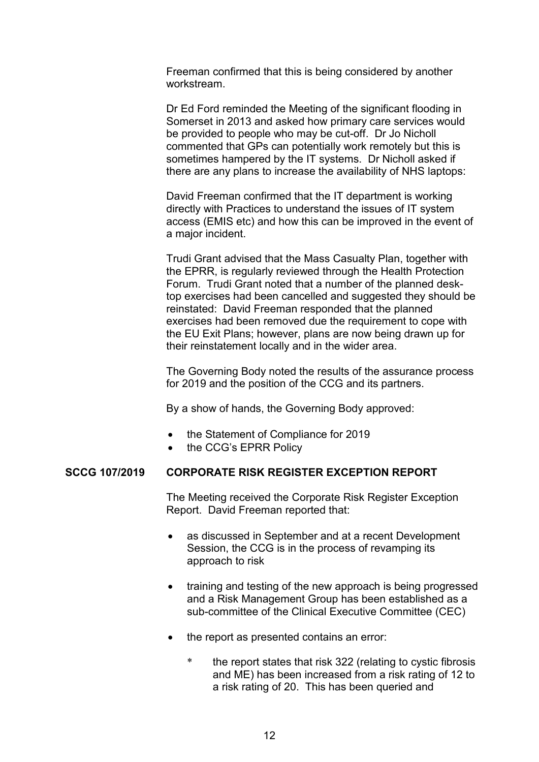Freeman confirmed that this is being considered by another workstream.

Dr Ed Ford reminded the Meeting of the significant flooding in Somerset in 2013 and asked how primary care services would be provided to people who may be cut-off. Dr Jo Nicholl commented that GPs can potentially work remotely but this is sometimes hampered by the IT systems. Dr Nicholl asked if there are any plans to increase the availability of NHS laptops:

David Freeman confirmed that the IT department is working directly with Practices to understand the issues of IT system access (EMIS etc) and how this can be improved in the event of a major incident.

Trudi Grant advised that the Mass Casualty Plan, together with the EPRR, is regularly reviewed through the Health Protection Forum. Trudi Grant noted that a number of the planned desk-top exercises had been cancelled and suggested they should be reinstated: David Freeman responded that the planned exercises had been removed due the requirement to cope with the EU Exit Plans; however, plans are now being drawn up for their reinstatement locally and in the wider area.

The Governing Body noted the results of the assurance process for 2019 and the position of the CCG and its partners.

By a show of hands, the Governing Body approved:

- the Statement of Compliance for 2019
- the CCG's EPRR Policy

## SCCG 107/2019 CORPORATE RISK REGISTER EXCEPTION REPORT

The Meeting received the Corporate Risk Register Exception Report. David Freeman reported that:

- as discussed in September and at a recent Development Session, the CCG is in the process of revamping its approach to risk

- training and testing of the new approach is being progressed and a Risk Management Group has been established as a sub-committee of the Clinical Executive Committee (CEC)

- the report as presented contains an error:

  - the report states that risk 322 (relating to cystic fibrosis and ME) has been increased from a risk rating of 12 to a risk rating of 20. This has been queried and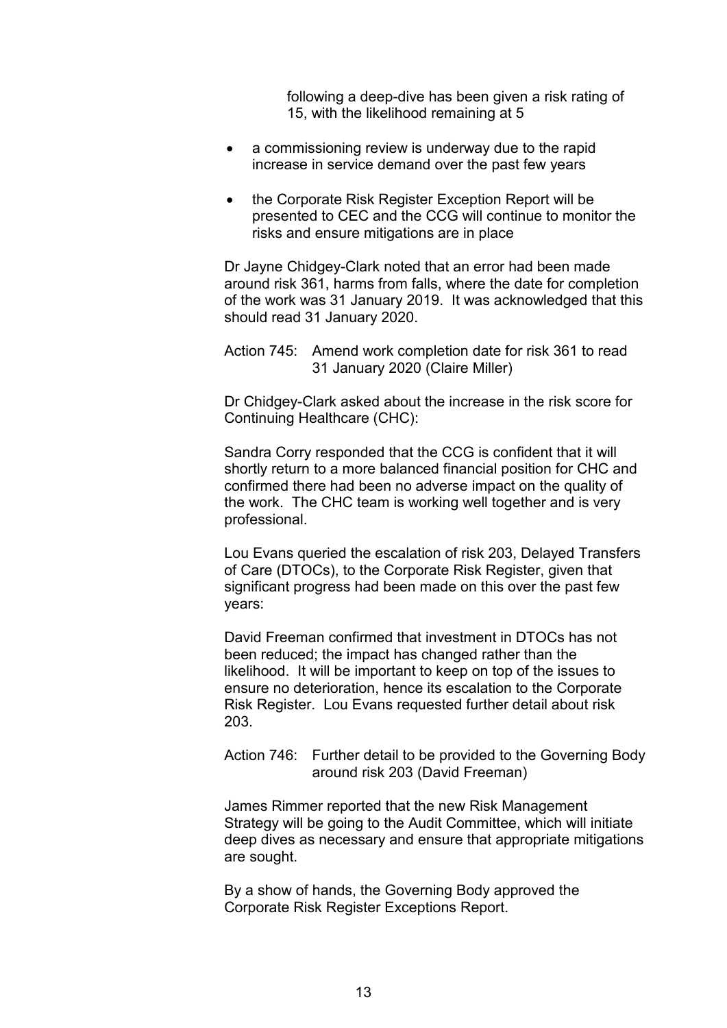following a deep-dive has been given a risk rating of 15, with the likelihood remaining at 5

- a commissioning review is underway due to the rapid increase in service demand over the past few years
- the Corporate Risk Register Exception Report will be presented to CEC and the CCG will continue to monitor the risks and ensure mitigations are in place

Dr Jayne Chidgey-Clark noted that an error had been made around risk 361, harms from falls, where the date for completion of the work was 31 January 2019. It was acknowledged that this should read 31 January 2020.

Action 745: Amend work completion date for risk 361 to read 31 January 2020 (Claire Miller)

Dr Chidgey-Clark asked about the increase in the risk score for Continuing Healthcare (CHC):

Sandra Corry responded that the CCG is confident that it will shortly return to a more balanced financial position for CHC and confirmed there had been no adverse impact on the quality of the work. The CHC team is working well together and is very professional.

Lou Evans queried the escalation of risk 203, Delayed Transfers of Care (DTOCs), to the Corporate Risk Register, given that significant progress had been made on this over the past few years:

David Freeman confirmed that investment in DTOCs has not been reduced; the impact has changed rather than the likelihood. It will be important to keep on top of the issues to ensure no deterioration, hence its escalation to the Corporate Risk Register. Lou Evans requested further detail about risk 203.

Action 746: Further detail to be provided to the Governing Body around risk 203 (David Freeman)

James Rimmer reported that the new Risk Management Strategy will be going to the Audit Committee, which will initiate deep dives as necessary and ensure that appropriate mitigations are sought.

By a show of hands, the Governing Body approved the Corporate Risk Register Exceptions Report.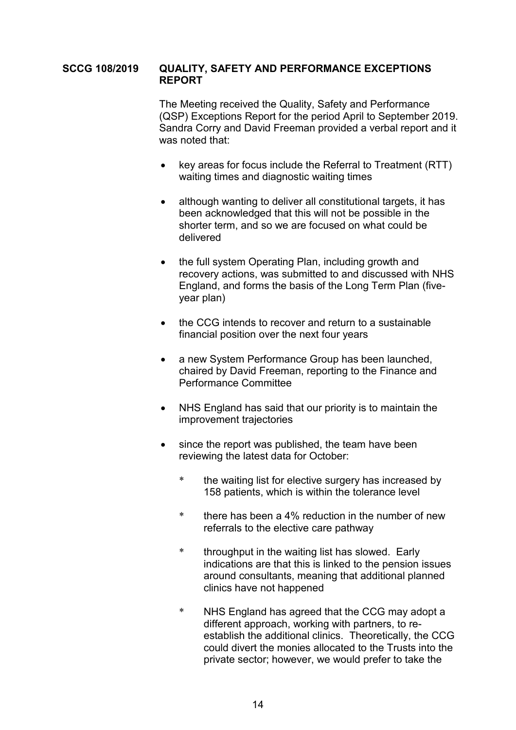**SCCG 108/2019 QUALITY, SAFETY AND PERFORMANCE EXCEPTIONS REPORT**

The Meeting received the Quality, Safety and Performance (QSP) Exceptions Report for the period April to September 2019. Sandra Corry and David Freeman provided a verbal report and it was noted that:

- key areas for focus include the Referral to Treatment (RTT) waiting times and diagnostic waiting times
- although wanting to deliver all constitutional targets, it has been acknowledged that this will not be possible in the shorter term, and so we are focused on what could be delivered
- the full system Operating Plan, including growth and recovery actions, was submitted to and discussed with NHS England, and forms the basis of the Long Term Plan (five-year plan)
- the CCG intends to recover and return to a sustainable financial position over the next four years
- a new System Performance Group has been launched, chaired by David Freeman, reporting to the Finance and Performance Committee
- NHS England has said that our priority is to maintain the improvement trajectories
- since the report was published, the team have been reviewing the latest data for October:
  - the waiting list for elective surgery has increased by 158 patients, which is within the tolerance level
  - there has been a 4% reduction in the number of new referrals to the elective care pathway
  - throughput in the waiting list has slowed. Early indications are that this is linked to the pension issues around consultants, meaning that additional planned clinics have not happened
  - NHS England has agreed that the CCG may adopt a different approach, working with partners, to re-establish the additional clinics. Theoretically, the CCG could divert the monies allocated to the Trusts into the private sector; however, we would prefer to take the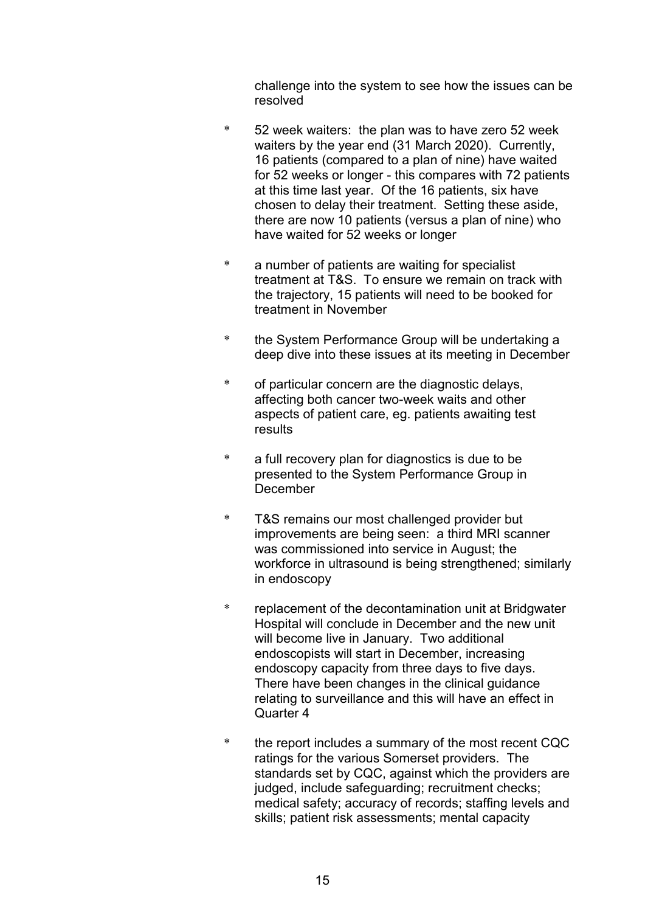challenge into the system to see how the issues can be resolved

* 52 week waiters: the plan was to have zero 52 week waiters by the year end (31 March 2020). Currently, 16 patients (compared to a plan of nine) have waited for 52 weeks or longer - this compares with 72 patients at this time last year. Of the 16 patients, six have chosen to delay their treatment. Setting these aside, there are now 10 patients (versus a plan of nine) who have waited for 52 weeks or longer

* a number of patients are waiting for specialist treatment at T&S. To ensure we remain on track with the trajectory, 15 patients will need to be booked for treatment in November

* the System Performance Group will be undertaking a deep dive into these issues at its meeting in December

* of particular concern are the diagnostic delays, affecting both cancer two-week waits and other aspects of patient care, eg. patients awaiting test results

* a full recovery plan for diagnostics is due to be presented to the System Performance Group in December

* T&S remains our most challenged provider but improvements are being seen: a third MRI scanner was commissioned into service in August; the workforce in ultrasound is being strengthened; similarly in endoscopy

* replacement of the decontamination unit at Bridgwater Hospital will conclude in December and the new unit will become live in January. Two additional endoscopists will start in December, increasing endoscopy capacity from three days to five days. There have been changes in the clinical guidance relating to surveillance and this will have an effect in Quarter 4

* the report includes a summary of the most recent CQC ratings for the various Somerset providers. The standards set by CQC, against which the providers are judged, include safeguarding; recruitment checks; medical safety; accuracy of records; staffing levels and skills; patient risk assessments; mental capacity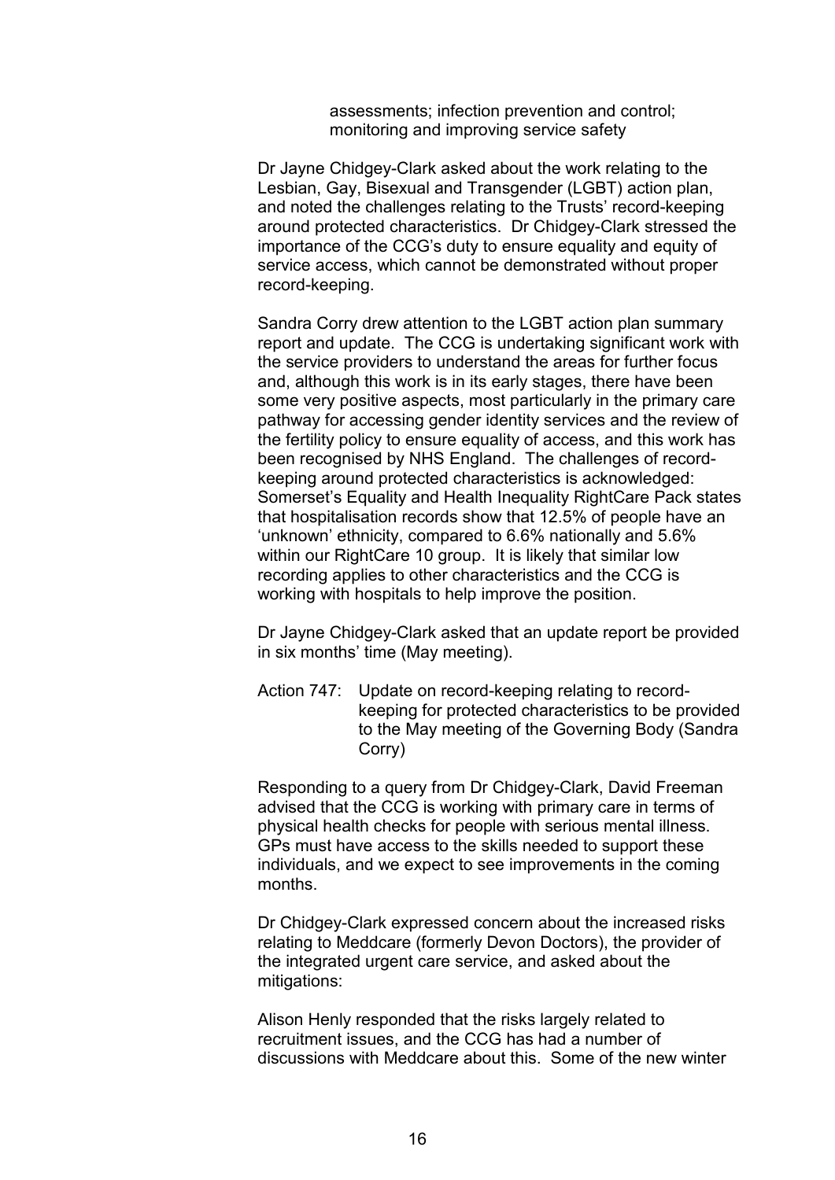assessments; infection prevention and control; monitoring and improving service safety

Dr Jayne Chidgey-Clark asked about the work relating to the Lesbian, Gay, Bisexual and Transgender (LGBT) action plan, and noted the challenges relating to the Trusts' record-keeping around protected characteristics. Dr Chidgey-Clark stressed the importance of the CCG's duty to ensure equality and equity of service access, which cannot be demonstrated without proper record-keeping.

Sandra Corry drew attention to the LGBT action plan summary report and update. The CCG is undertaking significant work with the service providers to understand the areas for further focus and, although this work is in its early stages, there have been some very positive aspects, most particularly in the primary care pathway for accessing gender identity services and the review of the fertility policy to ensure equality of access, and this work has been recognised by NHS England. The challenges of record-keeping around protected characteristics is acknowledged: Somerset's Equality and Health Inequality RightCare Pack states that hospitalisation records show that 12.5% of people have an 'unknown' ethnicity, compared to 6.6% nationally and 5.6% within our RightCare 10 group. It is likely that similar low recording applies to other characteristics and the CCG is working with hospitals to help improve the position.

Dr Jayne Chidgey-Clark asked that an update report be provided in six months' time (May meeting).

Action 747: Update on record-keeping relating to record-keeping for protected characteristics to be provided to the May meeting of the Governing Body (Sandra Corry)

Responding to a query from Dr Chidgey-Clark, David Freeman advised that the CCG is working with primary care in terms of physical health checks for people with serious mental illness. GPs must have access to the skills needed to support these individuals, and we expect to see improvements in the coming months.

Dr Chidgey-Clark expressed concern about the increased risks relating to Meddcare (formerly Devon Doctors), the provider of the integrated urgent care service, and asked about the mitigations:

Alison Henly responded that the risks largely related to recruitment issues, and the CCG has had a number of discussions with Meddcare about this. Some of the new winter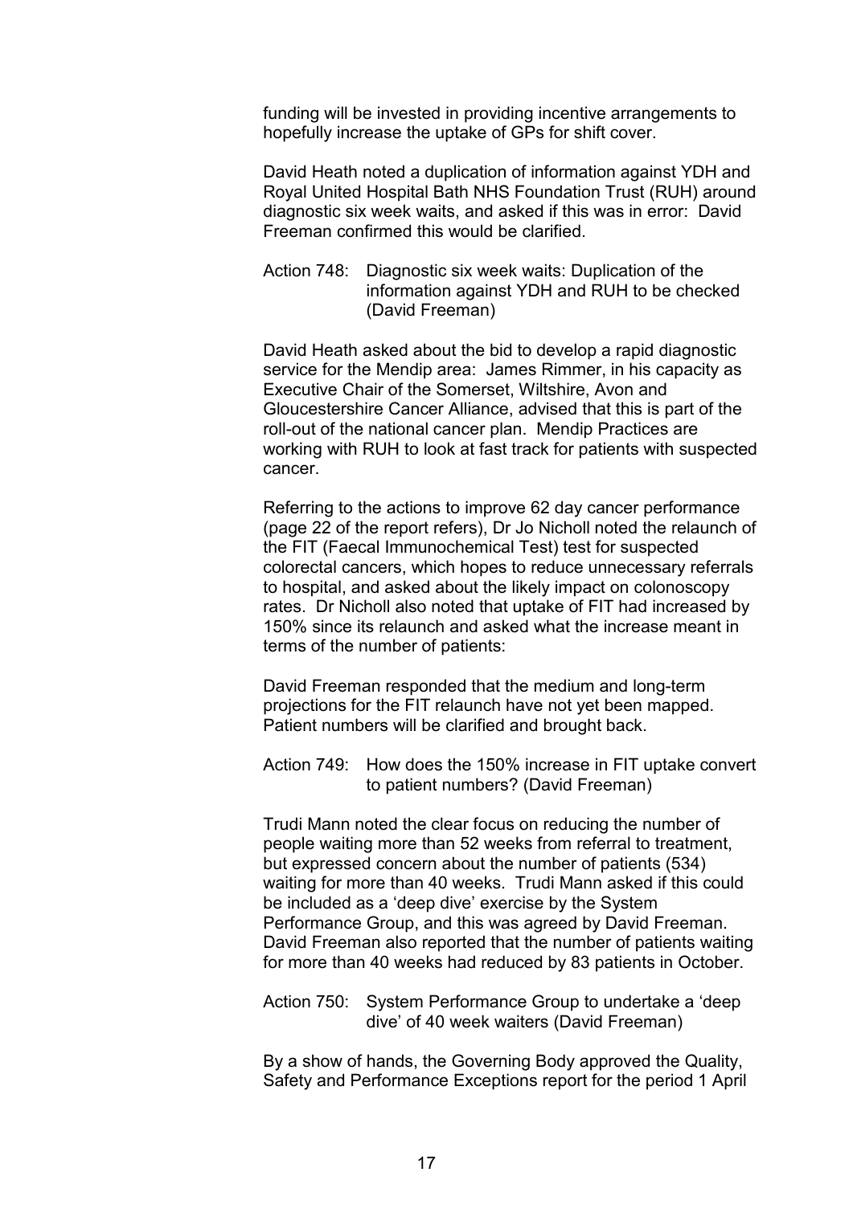funding will be invested in providing incentive arrangements to hopefully increase the uptake of GPs for shift cover.

David Heath noted a duplication of information against YDH and Royal United Hospital Bath NHS Foundation Trust (RUH) around diagnostic six week waits, and asked if this was in error: David Freeman confirmed this would be clarified.

Action 748: Diagnostic six week waits: Duplication of the information against YDH and RUH to be checked (David Freeman)

David Heath asked about the bid to develop a rapid diagnostic service for the Mendip area: James Rimmer, in his capacity as Executive Chair of the Somerset, Wiltshire, Avon and Gloucestershire Cancer Alliance, advised that this is part of the roll-out of the national cancer plan. Mendip Practices are working with RUH to look at fast track for patients with suspected cancer.

Referring to the actions to improve 62 day cancer performance (page 22 of the report refers), Dr Jo Nicholl noted the relaunch of the FIT (Faecal Immunochemical Test) test for suspected colorectal cancers, which hopes to reduce unnecessary referrals to hospital, and asked about the likely impact on colonoscopy rates. Dr Nicholl also noted that uptake of FIT had increased by 150% since its relaunch and asked what the increase meant in terms of the number of patients:

David Freeman responded that the medium and long-term projections for the FIT relaunch have not yet been mapped. Patient numbers will be clarified and brought back.

Action 749: How does the 150% increase in FIT uptake convert to patient numbers? (David Freeman)

Trudi Mann noted the clear focus on reducing the number of people waiting more than 52 weeks from referral to treatment, but expressed concern about the number of patients (534) waiting for more than 40 weeks. Trudi Mann asked if this could be included as a 'deep dive' exercise by the System Performance Group, and this was agreed by David Freeman. David Freeman also reported that the number of patients waiting for more than 40 weeks had reduced by 83 patients in October.

Action 750: System Performance Group to undertake a 'deep dive' of 40 week waiters (David Freeman)

By a show of hands, the Governing Body approved the Quality, Safety and Performance Exceptions report for the period 1 April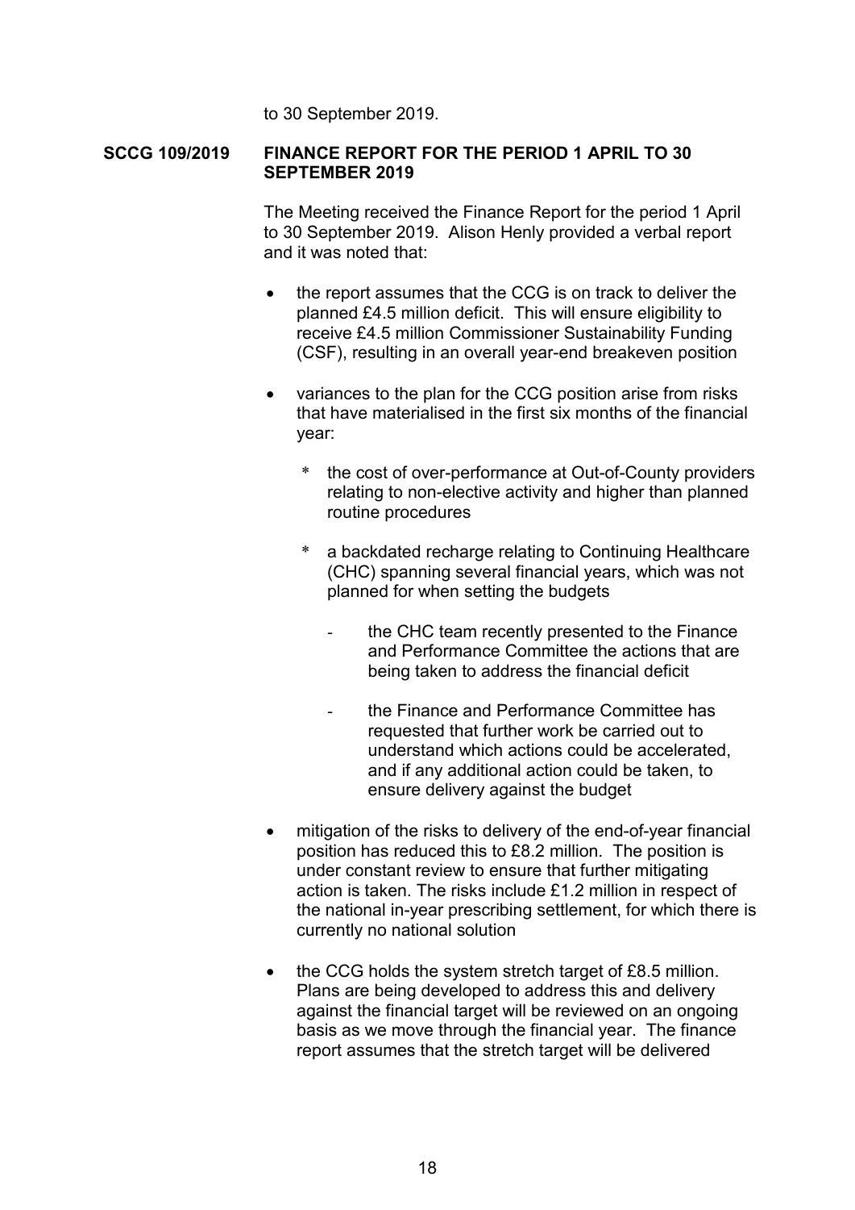to 30 September 2019.

**SCCG 109/2019 FINANCE REPORT FOR THE PERIOD 1 APRIL TO 30 SEPTEMBER 2019**

The Meeting received the Finance Report for the period 1 April to 30 September 2019. Alison Henly provided a verbal report and it was noted that:

- the report assumes that the CCG is on track to deliver the planned £4.5 million deficit. This will ensure eligibility to receive £4.5 million Commissioner Sustainability Funding (CSF), resulting in an overall year-end breakeven position

- variances to the plan for the CCG position arise from risks that have materialised in the first six months of the financial year:

  - the cost of over-performance at Out-of-County providers relating to non-elective activity and higher than planned routine procedures

  - a backdated recharge relating to Continuing Healthcare (CHC) spanning several financial years, which was not planned for when setting the budgets

    - the CHC team recently presented to the Finance and Performance Committee the actions that are being taken to address the financial deficit

    - the Finance and Performance Committee has requested that further work be carried out to understand which actions could be accelerated, and if any additional action could be taken, to ensure delivery against the budget

- mitigation of the risks to delivery of the end-of-year financial position has reduced this to £8.2 million. The position is under constant review to ensure that further mitigating action is taken. The risks include £1.2 million in respect of the national in-year prescribing settlement, for which there is currently no national solution

- the CCG holds the system stretch target of £8.5 million. Plans are being developed to address this and delivery against the financial target will be reviewed on an ongoing basis as we move through the financial year. The finance report assumes that the stretch target will be delivered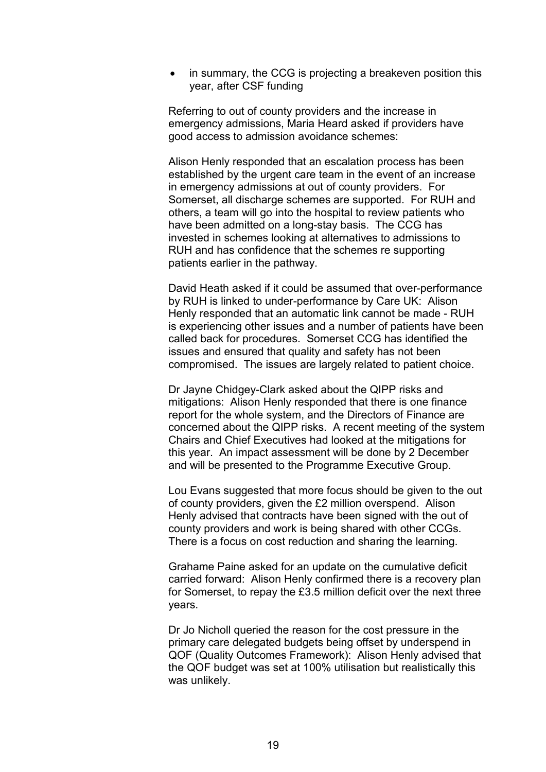- in summary, the CCG is projecting a breakeven position this year, after CSF funding

Referring to out of county providers and the increase in emergency admissions, Maria Heard asked if providers have good access to admission avoidance schemes:

Alison Henly responded that an escalation process has been established by the urgent care team in the event of an increase in emergency admissions at out of county providers. For Somerset, all discharge schemes are supported. For RUH and others, a team will go into the hospital to review patients who have been admitted on a long-stay basis. The CCG has invested in schemes looking at alternatives to admissions to RUH and has confidence that the schemes re supporting patients earlier in the pathway.

David Heath asked if it could be assumed that over-performance by RUH is linked to under-performance by Care UK: Alison Henly responded that an automatic link cannot be made - RUH is experiencing other issues and a number of patients have been called back for procedures. Somerset CCG has identified the issues and ensured that quality and safety has not been compromised. The issues are largely related to patient choice.

Dr Jayne Chidgey-Clark asked about the QIPP risks and mitigations: Alison Henly responded that there is one finance report for the whole system, and the Directors of Finance are concerned about the QIPP risks. A recent meeting of the system Chairs and Chief Executives had looked at the mitigations for this year. An impact assessment will be done by 2 December and will be presented to the Programme Executive Group.

Lou Evans suggested that more focus should be given to the out of county providers, given the £2 million overspend. Alison Henly advised that contracts have been signed with the out of county providers and work is being shared with other CCGs. There is a focus on cost reduction and sharing the learning.

Grahame Paine asked for an update on the cumulative deficit carried forward: Alison Henly confirmed there is a recovery plan for Somerset, to repay the £3.5 million deficit over the next three years.

Dr Jo Nicholl queried the reason for the cost pressure in the primary care delegated budgets being offset by underspend in QOF (Quality Outcomes Framework): Alison Henly advised that the QOF budget was set at 100% utilisation but realistically this was unlikely.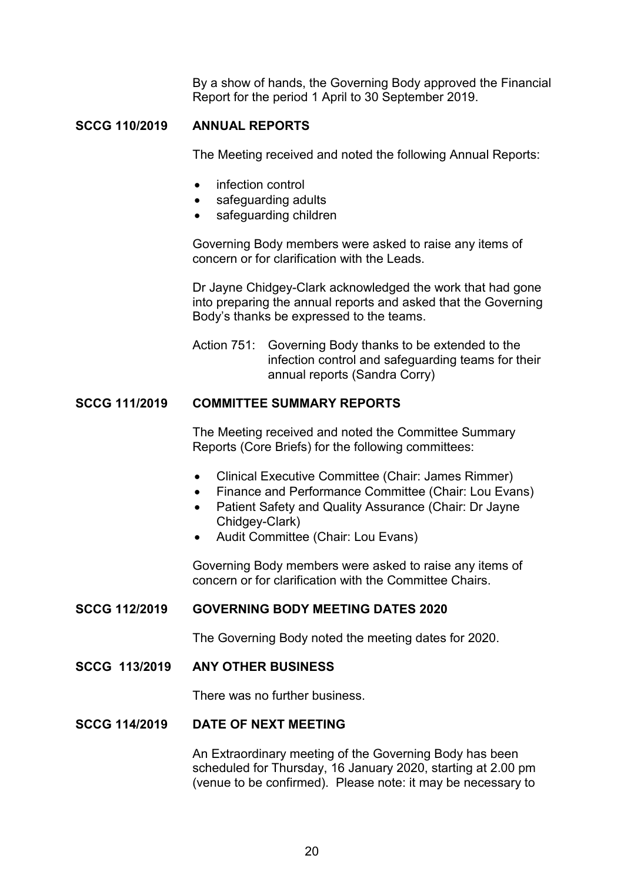By a show of hands, the Governing Body approved the Financial Report for the period 1 April to 30 September 2019.

**SCCG 110/2019 ANNUAL REPORTS**

The Meeting received and noted the following Annual Reports:

- infection control
- safeguarding adults
- safeguarding children

Governing Body members were asked to raise any items of concern or for clarification with the Leads.

Dr Jayne Chidgey-Clark acknowledged the work that had gone into preparing the annual reports and asked that the Governing Body's thanks be expressed to the teams.

Action 751: Governing Body thanks to be extended to the infection control and safeguarding teams for their annual reports (Sandra Corry)

**SCCG 111/2019 COMMITTEE SUMMARY REPORTS**

The Meeting received and noted the Committee Summary Reports (Core Briefs) for the following committees:

- Clinical Executive Committee (Chair: James Rimmer)
- Finance and Performance Committee (Chair: Lou Evans)
- Patient Safety and Quality Assurance (Chair: Dr Jayne Chidgey-Clark)
- Audit Committee (Chair: Lou Evans)

Governing Body members were asked to raise any items of concern or for clarification with the Committee Chairs.

**SCCG 112/2019 GOVERNING BODY MEETING DATES 2020**

The Governing Body noted the meeting dates for 2020.

**SCCG 113/2019 ANY OTHER BUSINESS**

There was no further business.

**SCCG 114/2019 DATE OF NEXT MEETING**

An Extraordinary meeting of the Governing Body has been scheduled for Thursday, 16 January 2020, starting at 2.00 pm (venue to be confirmed). Please note: it may be necessary to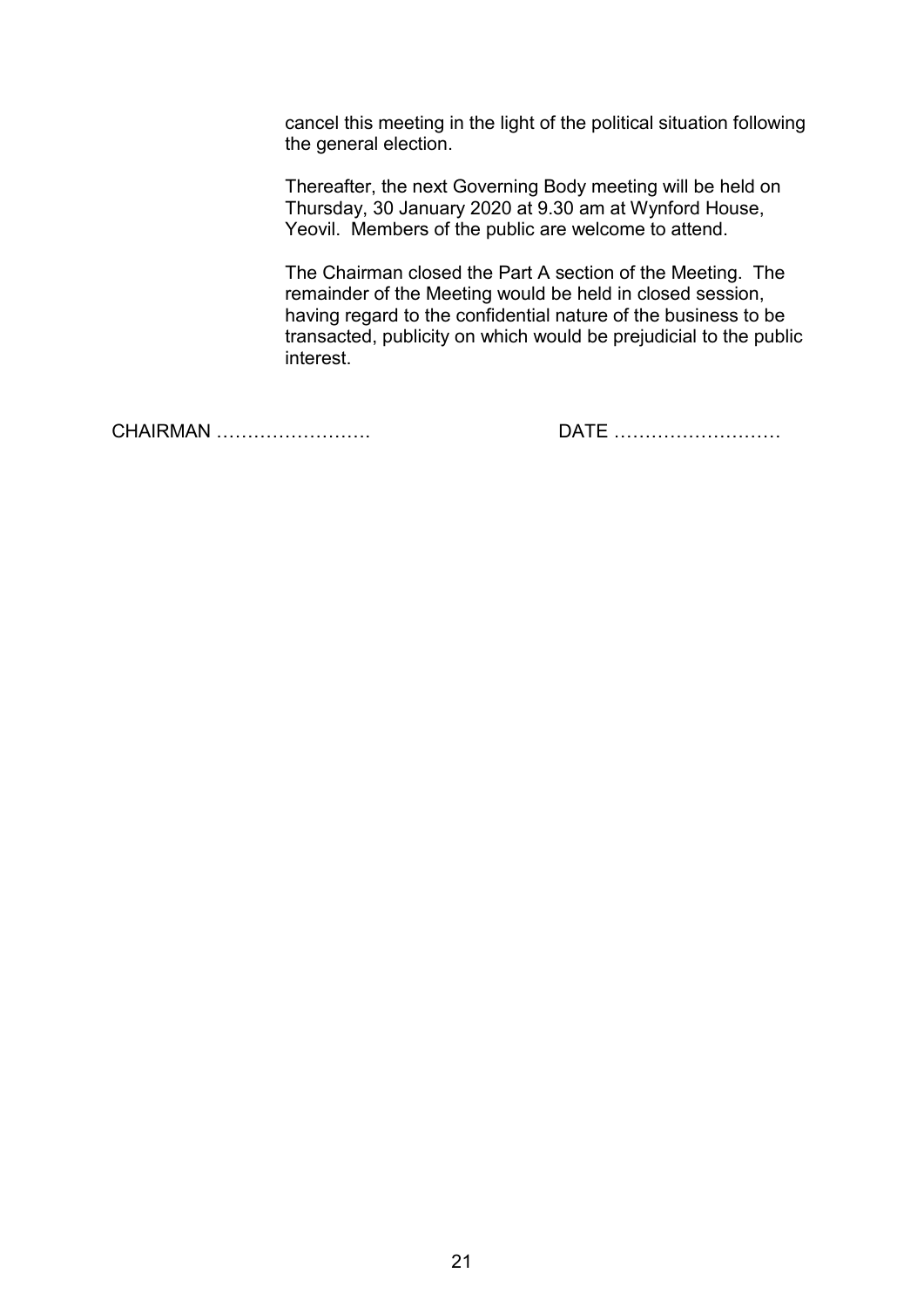cancel this meeting in the light of the political situation following the general election.

Thereafter, the next Governing Body meeting will be held on Thursday, 30 January 2020 at 9.30 am at Wynford House, Yeovil. Members of the public are welcome to attend.

The Chairman closed the Part A section of the Meeting. The remainder of the Meeting would be held in closed session, having regard to the confidential nature of the business to be transacted, publicity on which would be prejudicial to the public interest.

CHAIRMAN ……………………. DATE ………………………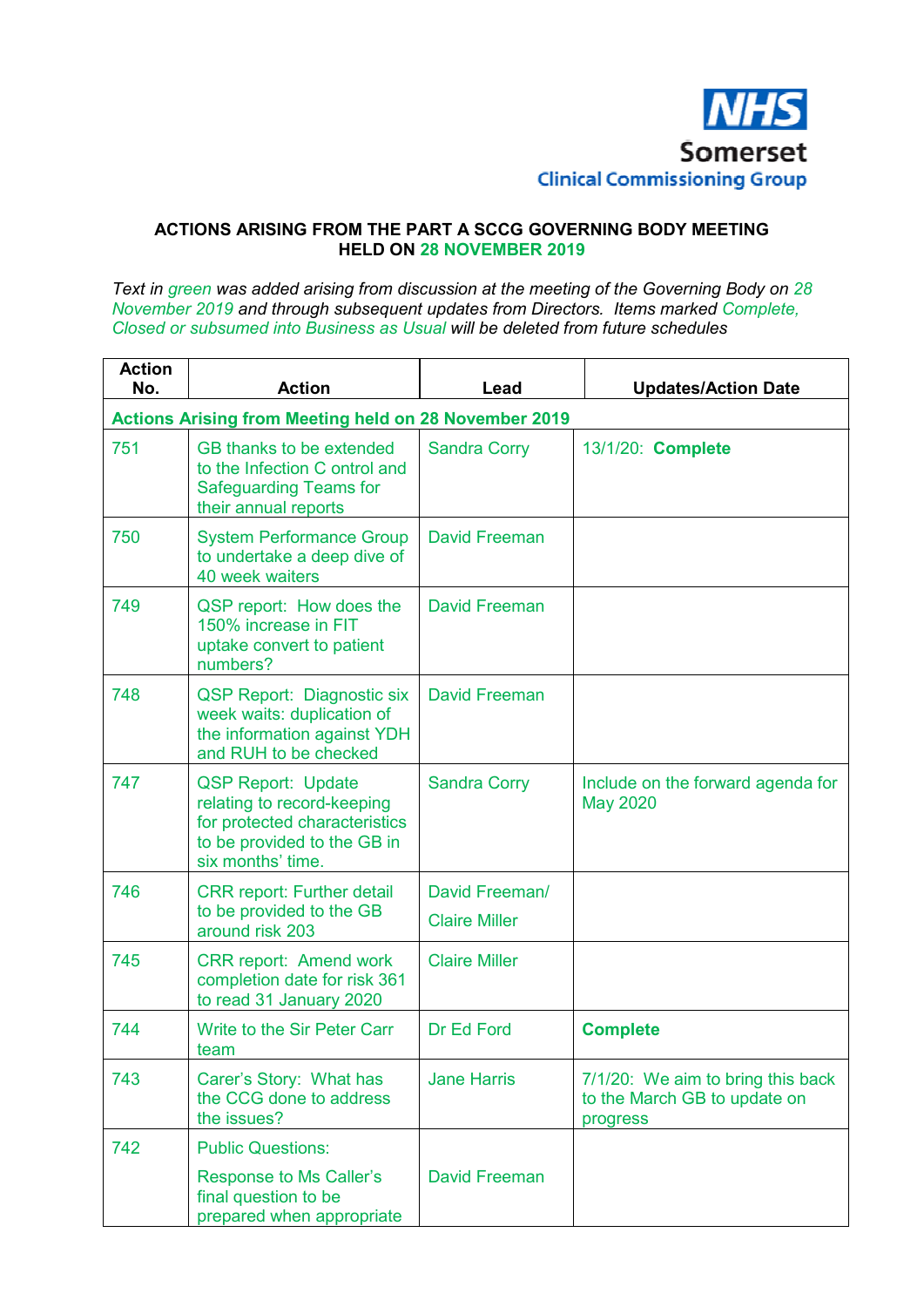NHS Somerset Clinical Commissioning Group

**ACTIONS ARISING FROM THE PART A SCCG GOVERNING BODY MEETING HELD ON 28 NOVEMBER 2019**

*Text in green was added arising from discussion at the meeting of the Governing Body on 28 November 2019 and through subsequent updates from Directors. Items marked Complete, Closed or subsumed into Business as Usual will be deleted from future schedules*

| Action No. | Action | Lead | Updates/Action Date |
|---|---|---|---|
| **Actions Arising from Meeting held on 28 November 2019** | | | |
| 751 | GB thanks to be extended to the Infection C ontrol and Safeguarding Teams for their annual reports | Sandra Corry | 13/1/20: **Complete** |
| 750 | System Performance Group to undertake a deep dive of 40 week waiters | David Freeman | |
| 749 | QSP report: How does the 150% increase in FIT uptake convert to patient numbers? | David Freeman | |
| 748 | QSP Report: Diagnostic six week waits: duplication of the information against YDH and RUH to be checked | David Freeman | |
| 747 | QSP Report: Update relating to record-keeping for protected characteristics to be provided to the GB in six months' time. | Sandra Corry | Include on the forward agenda for May 2020 |
| 746 | CRR report: Further detail to be provided to the GB around risk 203 | David Freeman/ Claire Miller | |
| 745 | CRR report: Amend work completion date for risk 361 to read 31 January 2020 | Claire Miller | |
| 744 | Write to the Sir Peter Carr team | Dr Ed Ford | **Complete** |
| 743 | Carer's Story: What has the CCG done to address the issues? | Jane Harris | 7/1/20: We aim to bring this back to the March GB to update on progress |
| 742 | Public Questions: Response to Ms Caller's final question to be prepared when appropriate | David Freeman | |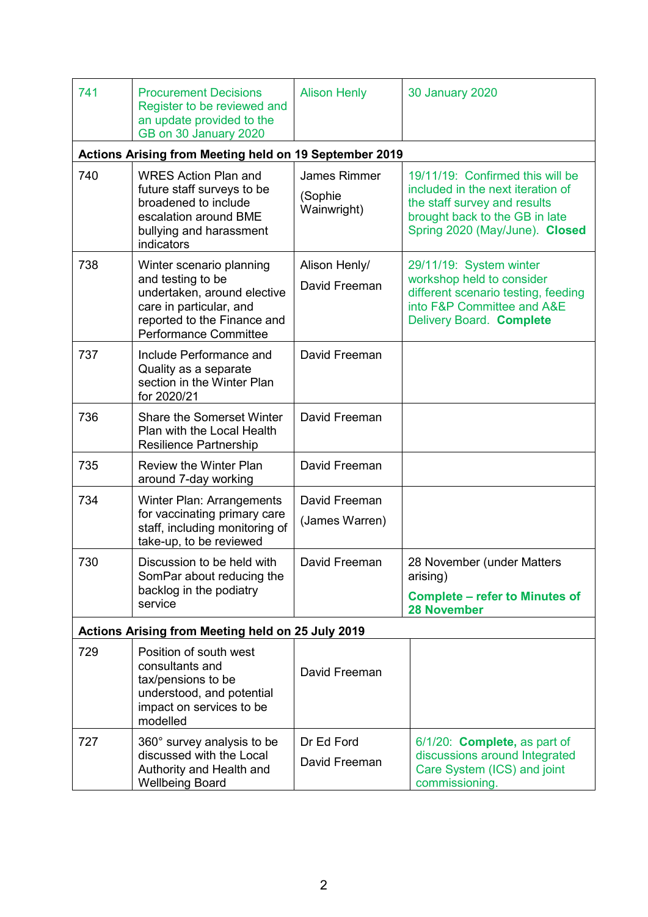| | | | |
|---|---|---|---|
| 741 | Procurement Decisions Register to be reviewed and an update provided to the GB on 30 January 2020 | Alison Henly | 30 January 2020 |
| **Actions Arising from Meeting held on 19 September 2019** | | | |
| 740 | WRES Action Plan and future staff surveys to be broadened to include escalation around BME bullying and harassment indicators | James Rimmer (Sophie Wainwright) | 19/11/19: Confirmed this will be included in the next iteration of the staff survey and results brought back to the GB in late Spring 2020 (May/June). **Closed** |
| 738 | Winter scenario planning and testing to be undertaken, around elective care in particular, and reported to the Finance and Performance Committee | Alison Henly/ David Freeman | 29/11/19: System winter workshop held to consider different scenario testing, feeding into F&P Committee and A&E Delivery Board. **Complete** |
| 737 | Include Performance and Quality as a separate section in the Winter Plan for 2020/21 | David Freeman | |
| 736 | Share the Somerset Winter Plan with the Local Health Resilience Partnership | David Freeman | |
| 735 | Review the Winter Plan around 7-day working | David Freeman | |
| 734 | Winter Plan: Arrangements for vaccinating primary care staff, including monitoring of take-up, to be reviewed | David Freeman (James Warren) | |
| 730 | Discussion to be held with SomPar about reducing the backlog in the podiatry service | David Freeman | 28 November (under Matters arising) **Complete – refer to Minutes of 28 November** |
| **Actions Arising from Meeting held on 25 July 2019** | | | |
| 729 | Position of south west consultants and tax/pensions to be understood, and potential impact on services to be modelled | David Freeman | |
| 727 | 360° survey analysis to be discussed with the Local Authority and Health and Wellbeing Board | Dr Ed Ford David Freeman | 6/1/20: **Complete,** as part of discussions around Integrated Care System (ICS) and joint commissioning. |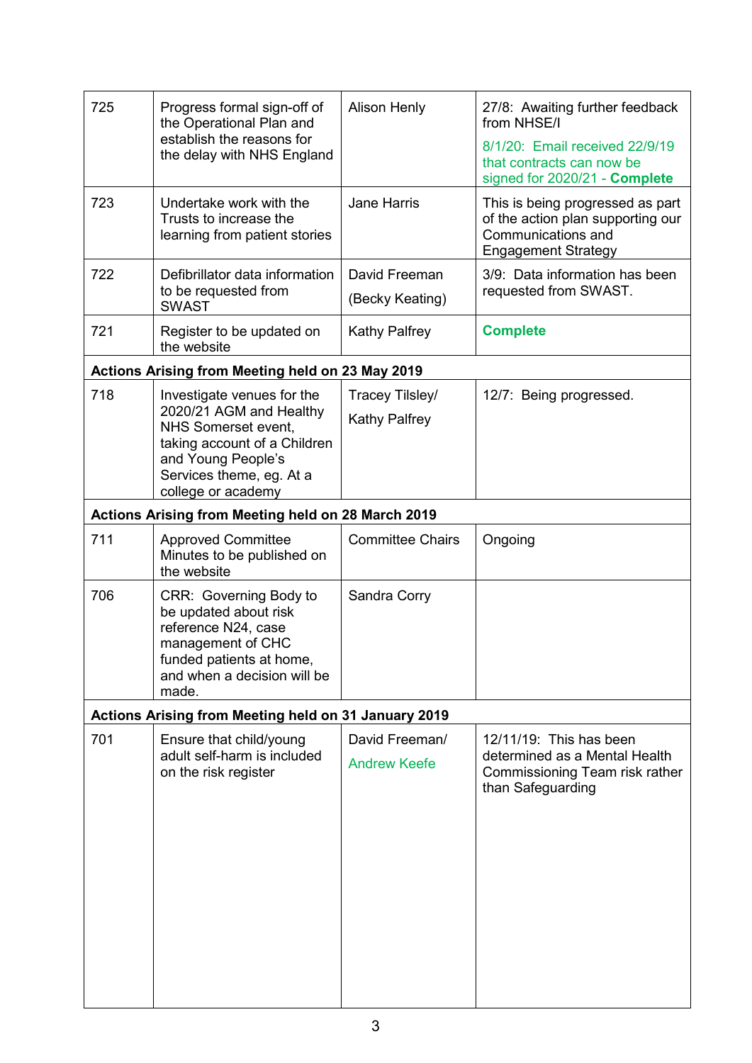| | | | |
|---|---|---|---|
| 725 | Progress formal sign-off of the Operational Plan and establish the reasons for the delay with NHS England | Alison Henly | 27/8: Awaiting further feedback from NHSE/I<br>8/1/20: Email received 22/9/19 that contracts can now be signed for 2020/21 - **Complete** |
| 723 | Undertake work with the Trusts to increase the learning from patient stories | Jane Harris | This is being progressed as part of the action plan supporting our Communications and Engagement Strategy |
| 722 | Defibrillator data information to be requested from SWAST | David Freeman<br>(Becky Keating) | 3/9: Data information has been requested from SWAST. |
| 721 | Register to be updated on the website | Kathy Palfrey | **Complete** |
| **Actions Arising from Meeting held on 23 May 2019** | | | |
| 718 | Investigate venues for the 2020/21 AGM and Healthy NHS Somerset event, taking account of a Children and Young People's Services theme, eg. At a college or academy | Tracey Tilsley/<br>Kathy Palfrey | 12/7: Being progressed. |
| **Actions Arising from Meeting held on 28 March 2019** | | | |
| 711 | Approved Committee Minutes to be published on the website | Committee Chairs | Ongoing |
| 706 | CRR: Governing Body to be updated about risk reference N24, case management of CHC funded patients at home, and when a decision will be made. | Sandra Corry | |
| **Actions Arising from Meeting held on 31 January 2019** | | | |
| 701 | Ensure that child/young adult self-harm is included on the risk register | David Freeman/<br>Andrew Keefe | 12/11/19: This has been determined as a Mental Health Commissioning Team risk rather than Safeguarding |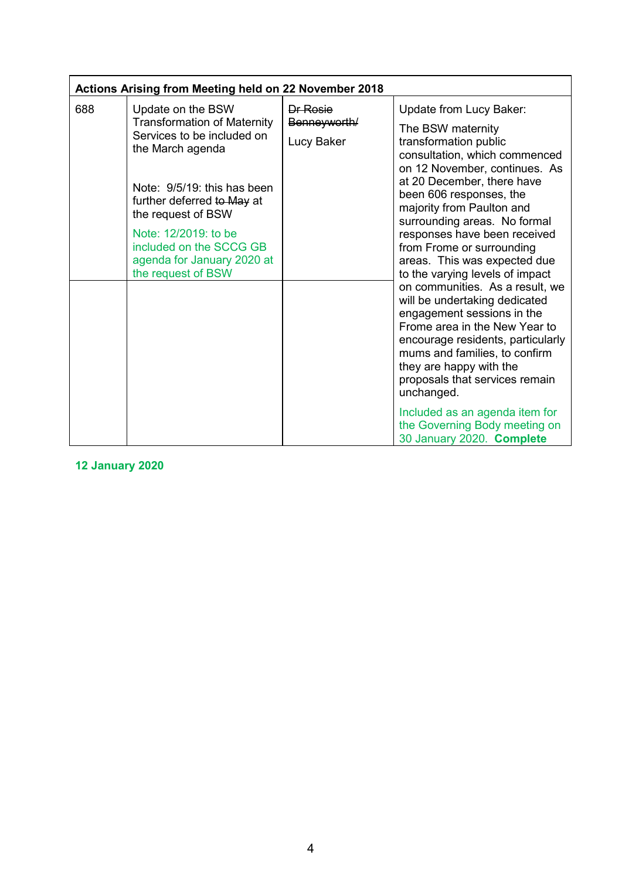| Actions Arising from Meeting held on 22 November 2018 | | | |
|---|---|---|---|
| 688 | Update on the BSW Transformation of Maternity Services to be included on the March agenda<br><br>Note: 9/5/19: this has been further deferred ~~to May~~ at the request of BSW<br><br>Note: 12/2019: to be included on the SCCG GB agenda for January 2020 at the request of BSW | ~~Dr Rosie Benneyworth/~~<br><br>Lucy Baker | Update from Lucy Baker:<br><br>The BSW maternity transformation public consultation, which commenced on 12 November, continues. As at 20 December, there have been 606 responses, the majority from Paulton and surrounding areas. No formal responses have been received from Frome or surrounding areas. This was expected due to the varying levels of impact on communities. As a result, we will be undertaking dedicated engagement sessions in the Frome area in the New Year to encourage residents, particularly mums and families, to confirm they are happy with the proposals that services remain unchanged.<br><br>Included as an agenda item for the Governing Body meeting on 30 January 2020. **Complete** |

**12 January 2020**